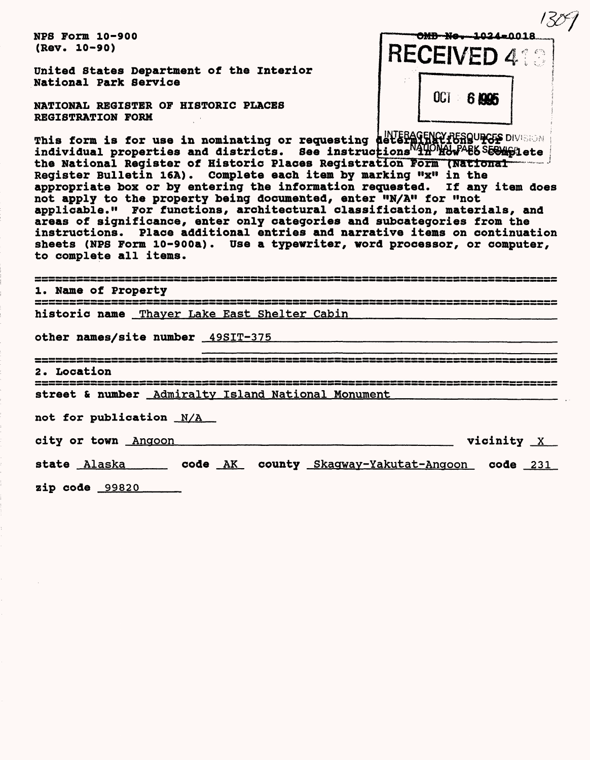1309

NPS Form 10-900
(Rev. 10-90)

OMB No. 1024-0018

RECEIVED 413

OCT 6 1995

INTERAGENCY RESOURCES DIVISION
NATIONAL PARK SERVICE

United States Department of the Interior
National Park Service

NATIONAL REGISTER OF HISTORIC PLACES
REGISTRATION FORM

This form is for use in nominating or requesting determinations for individual properties and districts. See instructions in How to Complete the National Register of Historic Places Registration Form (National Register Bulletin 16A). Complete each item by marking "x" in the appropriate box or by entering the information requested. If any item does not apply to the property being documented, enter "N/A" for "not applicable." For functions, architectural classification, materials, and areas of significance, enter only categories and subcategories from the instructions. Place additional entries and narrative items on continuation sheets (NPS Form 10-900a). Use a typewriter, word processor, or computer, to complete all items.

## 1. Name of Property

historic name Thayer Lake East Shelter Cabin

other names/site number 49SIT-375

## 2. Location

street & number Admiralty Island National Monument

not for publication N/A

city or town Angoon vicinity X

state Alaska code AK county Skagway-Yakutat-Angoon code 231

zip code 99820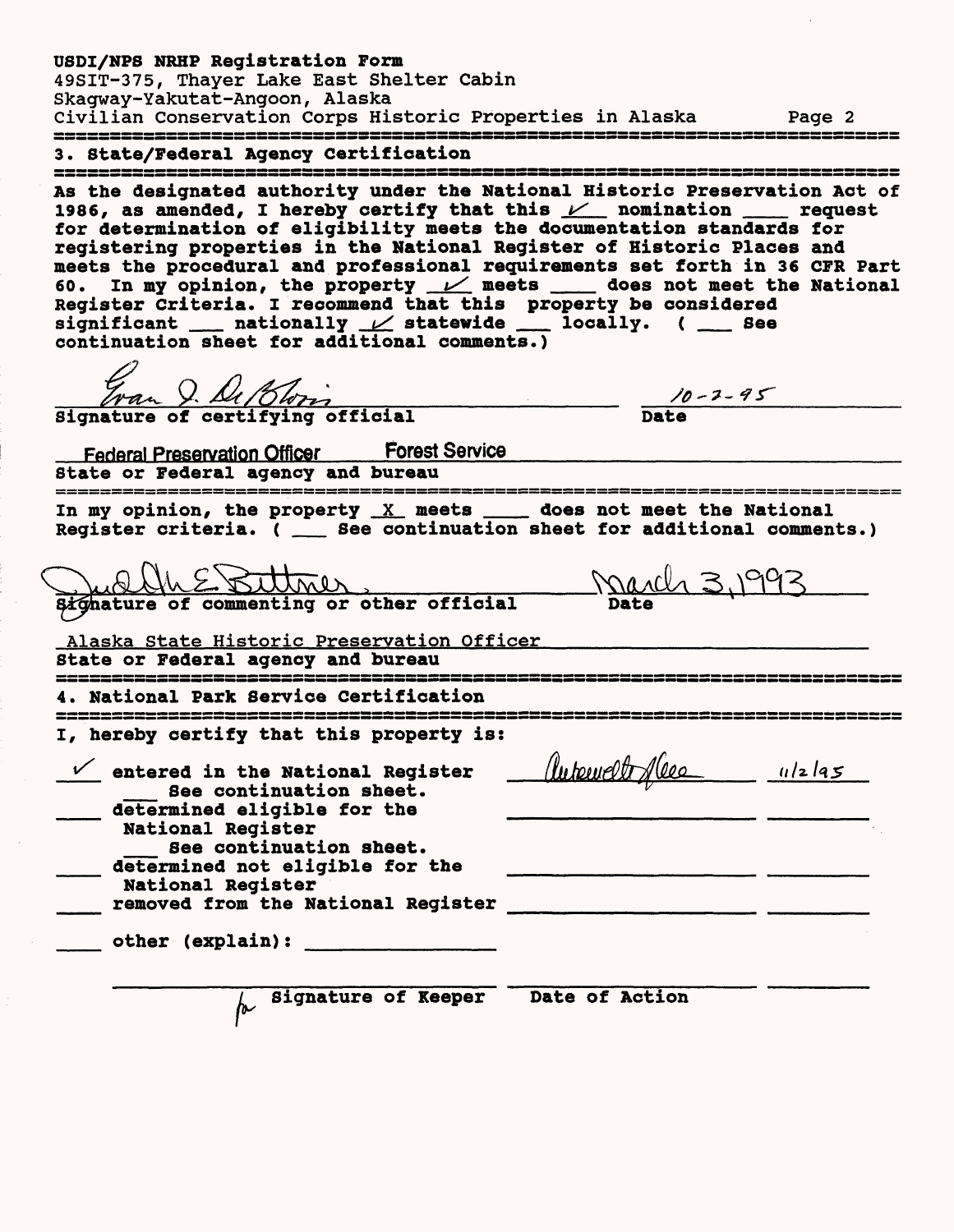USDI/NPS NRHP Registration Form
49SIT-375, Thayer Lake East Shelter Cabin
Skagway-Yakutat-Angoon, Alaska
Civilian Conservation Corps Historic Properties in Alaska

## 3. State/Federal Agency Certification

As the designated authority under the National Historic Preservation Act of 1986, as amended, I hereby certify that this ✓ nomination ___ request for determination of eligibility meets the documentation standards for registering properties in the National Register of Historic Places and meets the procedural and professional requirements set forth in 36 CFR Part 60. In my opinion, the property ✓ meets ___ does not meet the National Register Criteria. I recommend that this property be considered significant ___ nationally ✓ statewide ___ locally. ( ___ See continuation sheet for additional comments.)

Evan I. DeBloois — 10-2-95
Signature of certifying official — Date

Federal Preservation Officer Forest Service
State or Federal agency and bureau

In my opinion, the property X meets ___ does not meet the National Register criteria. ( ___ See continuation sheet for additional comments.)

Judith E. Bittner — March 3, 1993
Signature of commenting or other official — Date

Alaska State Historic Preservation Officer
State or Federal agency and bureau

## 4. National Park Service Certification

I, hereby certify that this property is:

✓ entered in the National Register — Antoinette Lee — 11/2/95
___ See continuation sheet.
___ determined eligible for the National Register
___ See continuation sheet.
___ determined not eligible for the National Register
___ removed from the National Register
___ other (explain): ___

for Signature of Keeper — Date of Action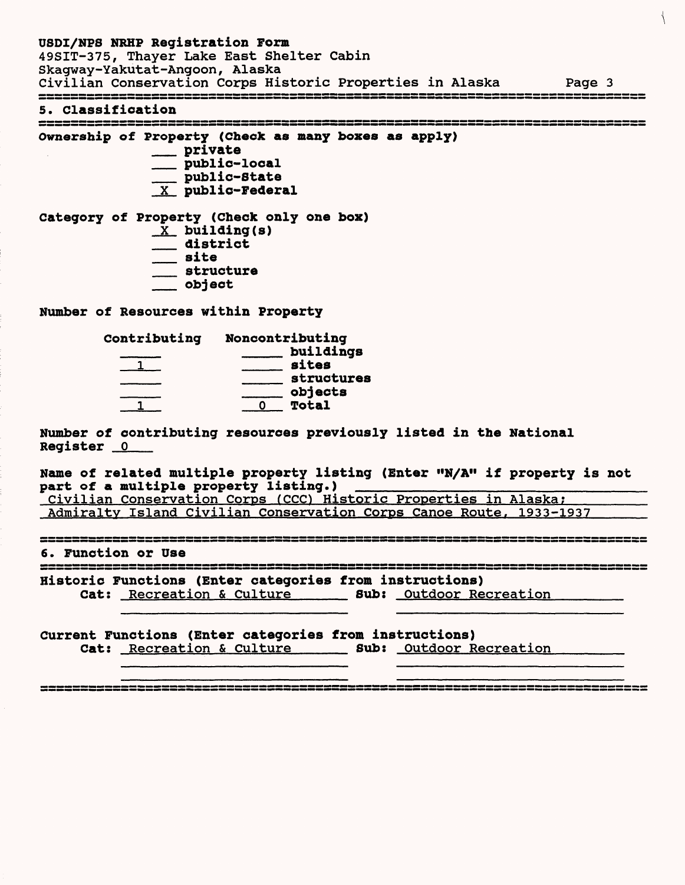USDI/NPS NRHP Registration Form
49SIT-375, Thayer Lake East Shelter Cabin
Skagway-Yakutat-Angoon, Alaska
Civilian Conservation Corps Historic Properties in Alaska

## 5. Classification

**Ownership of Property (Check as many boxes as apply)**

- ___ private
- ___ public-local
- ___ public-State
- _X_ public-Federal

**Category of Property (Check only one box)**

- _X_ building(s)
- ___ district
- ___ site
- ___ structure
- ___ object

**Number of Resources within Property**

| Contributing | Noncontributing | |
|---|---|---|
| | | buildings |
| 1 | | sites |
| | | structures |
| | | objects |
| 1 | 0 | Total |

**Number of contributing resources previously listed in the National Register** _0_

**Name of related multiple property listing (Enter "N/A" if property is not part of a multiple property listing.)**
Civilian Conservation Corps (CCC) Historic Properties in Alaska;
Admiralty Island Civilian Conservation Corps Canoe Route, 1933-1937

## 6. Function or Use

**Historic Functions (Enter categories from instructions)**
Cat: Recreation & Culture Sub: Outdoor Recreation

**Current Functions (Enter categories from instructions)**
Cat: Recreation & Culture Sub: Outdoor Recreation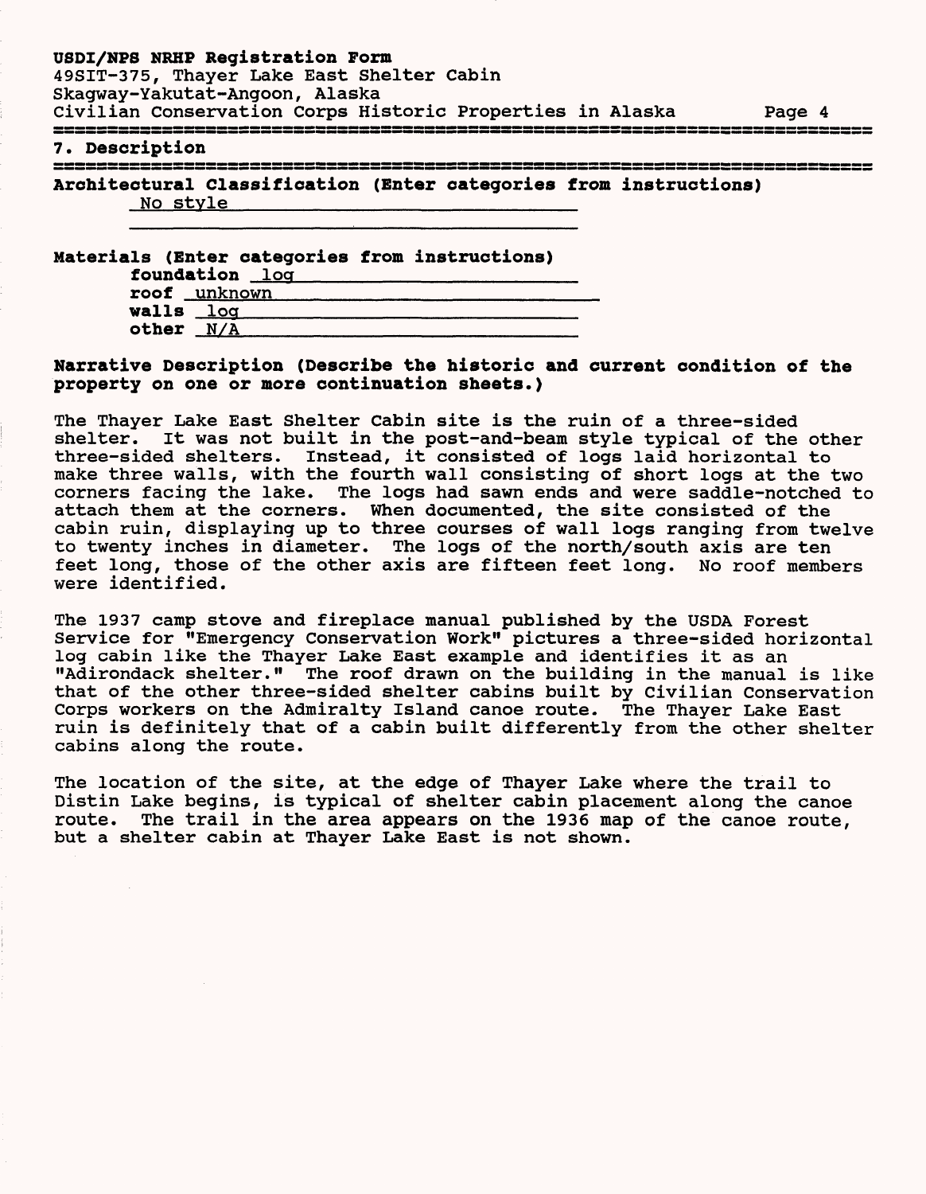## 7. Description

**Architectural Classification (Enter categories from instructions)**

No style

**Materials (Enter categories from instructions)**

**foundation** log
**roof** unknown
**walls** log
**other** N/A

**Narrative Description (Describe the historic and current condition of the property on one or more continuation sheets.)**

The Thayer Lake East Shelter Cabin site is the ruin of a three-sided shelter. It was not built in the post-and-beam style typical of the other three-sided shelters. Instead, it consisted of logs laid horizontal to make three walls, with the fourth wall consisting of short logs at the two corners facing the lake. The logs had sawn ends and were saddle-notched to attach them at the corners. When documented, the site consisted of the cabin ruin, displaying up to three courses of wall logs ranging from twelve to twenty inches in diameter. The logs of the north/south axis are ten feet long, those of the other axis are fifteen feet long. No roof members were identified.

The 1937 camp stove and fireplace manual published by the USDA Forest Service for "Emergency Conservation Work" pictures a three-sided horizontal log cabin like the Thayer Lake East example and identifies it as an "Adirondack shelter." The roof drawn on the building in the manual is like that of the other three-sided shelter cabins built by Civilian Conservation Corps workers on the Admiralty Island canoe route. The Thayer Lake East ruin is definitely that of a cabin built differently from the other shelter cabins along the route.

The location of the site, at the edge of Thayer Lake where the trail to Distin Lake begins, is typical of shelter cabin placement along the canoe route. The trail in the area appears on the 1936 map of the canoe route, but a shelter cabin at Thayer Lake East is not shown.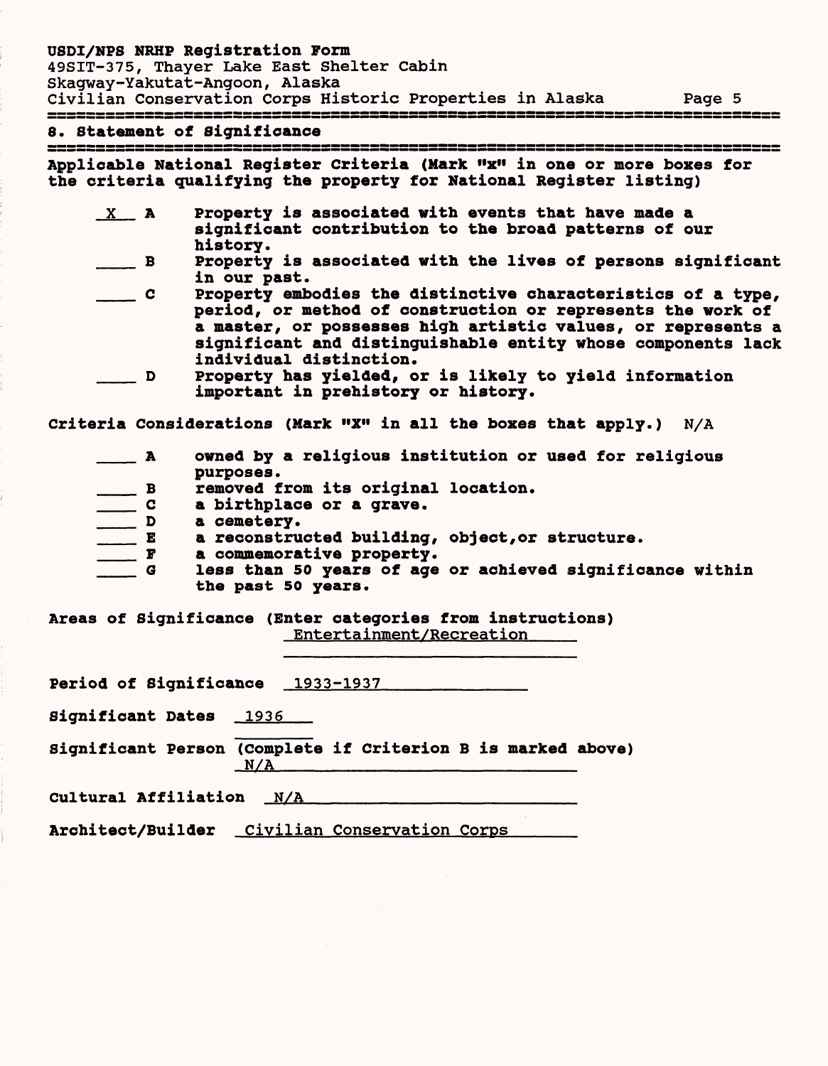## 8. Statement of Significance

**Applicable National Register Criteria (Mark "x" in one or more boxes for the criteria qualifying the property for National Register listing)**

- _X_ **A** Property is associated with events that have made a significant contribution to the broad patterns of our history.
- ____ **B** Property is associated with the lives of persons significant in our past.
- ____ **C** Property embodies the distinctive characteristics of a type, period, or method of construction or represents the work of a master, or possesses high artistic values, or represents a significant and distinguishable entity whose components lack individual distinction.
- ____ **D** Property has yielded, or is likely to yield information important in prehistory or history.

**Criteria Considerations (Mark "X" in all the boxes that apply.)** N/A

- ____ **A** owned by a religious institution or used for religious purposes.
- ____ **B** removed from its original location.
- ____ **C** a birthplace or a grave.
- ____ **D** a cemetery.
- ____ **E** a reconstructed building, object,or structure.
- ____ **F** a commemorative property.
- ____ **G** less than 50 years of age or achieved significance within the past 50 years.

**Areas of Significance (Enter categories from instructions)** Entertainment/Recreation

**Period of Significance** 1933-1937

**Significant Dates** 1936

**Significant Person (Complete if Criterion B is marked above)** N/A

**Cultural Affiliation** N/A

**Architect/Builder** Civilian Conservation Corps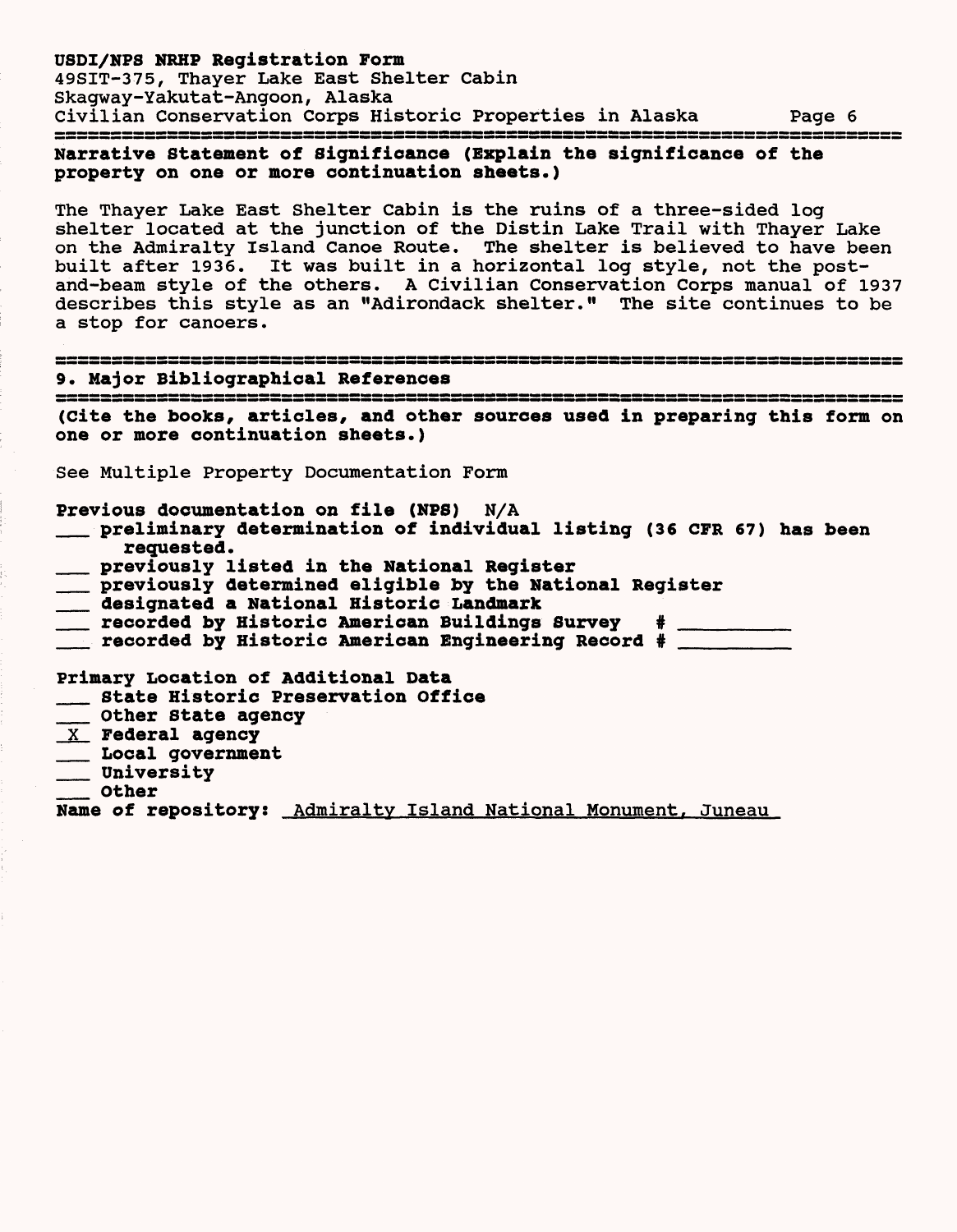**Narrative Statement of Significance (Explain the significance of the property on one or more continuation sheets.)**

The Thayer Lake East Shelter Cabin is the ruins of a three-sided log shelter located at the junction of the Distin Lake Trail with Thayer Lake on the Admiralty Island Canoe Route. The shelter is believed to have been built after 1936. It was built in a horizontal log style, not the post-and-beam style of the others. A Civilian Conservation Corps manual of 1937 describes this style as an "Adirondack shelter." The site continues to be a stop for canoers.

## 9. Major Bibliographical References

**(Cite the books, articles, and other sources used in preparing this form on one or more continuation sheets.)**

See Multiple Property Documentation Form

**Previous documentation on file (NPS)** N/A

- ___ **preliminary determination of individual listing (36 CFR 67) has been requested.**
- ___ **previously listed in the National Register**
- ___ **previously determined eligible by the National Register**
- ___ **designated a National Historic Landmark**
- ___ **recorded by Historic American Buildings Survey # _________**
- ___ **recorded by Historic American Engineering Record # _________**

**Primary Location of Additional Data**

- ___ **State Historic Preservation Office**
- ___ **Other State agency**
- _X_ **Federal agency**
- ___ **Local government**
- ___ **University**
- ___ **Other**

**Name of repository:** Admiralty Island National Monument, Juneau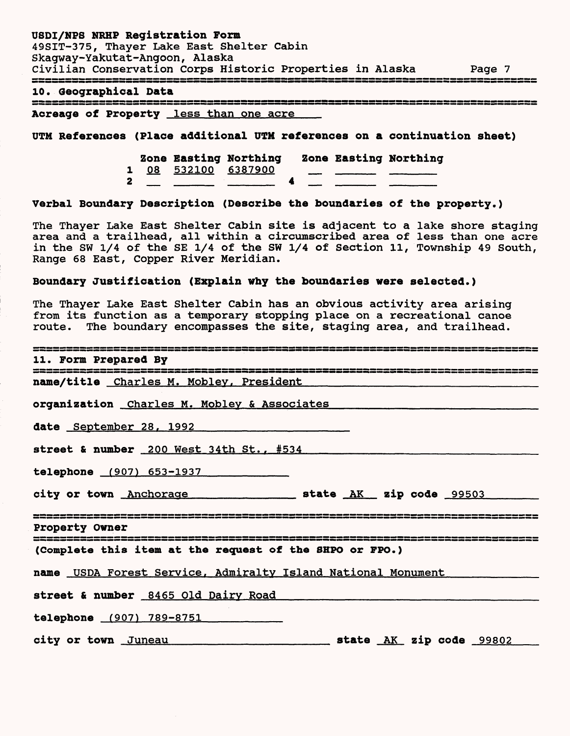## 10. Geographical Data

**Acreage of Property** less than one acre

**UTM References (Place additional UTM references on a continuation sheet)**

| | Zone | Easting | Northing | | Zone | Easting | Northing |
|---|---|---|---|---|---|---|---|
| 1 | 08 | 532100 | 6387900 | | | | |
| 2 | | | | 4 | | | |

**Verbal Boundary Description (Describe the boundaries of the property.)**

The Thayer Lake East Shelter Cabin site is adjacent to a lake shore staging area and a trailhead, all within a circumscribed area of less than one acre in the SW 1/4 of the SE 1/4 of the SW 1/4 of Section 11, Township 49 South, Range 68 East, Copper River Meridian.

**Boundary Justification (Explain why the boundaries were selected.)**

The Thayer Lake East Shelter Cabin has an obvious activity area arising from its function as a temporary stopping place on a recreational canoe route. The boundary encompasses the site, staging area, and trailhead.

## 11. Form Prepared By

**name/title** Charles M. Mobley, President

**organization** Charles M. Mobley & Associates

**date** September 28, 1992

**street & number** 200 West 34th St., #534

**telephone** (907) 653-1937

**city or town** Anchorage **state** AK **zip code** 99503

## Property Owner

**(Complete this item at the request of the SHPO or FPO.)**

**name** USDA Forest Service, Admiralty Island National Monument

**street & number** 8465 Old Dairy Road

**telephone** (907) 789-8751

**city or town** Juneau **state** AK **zip code** 99802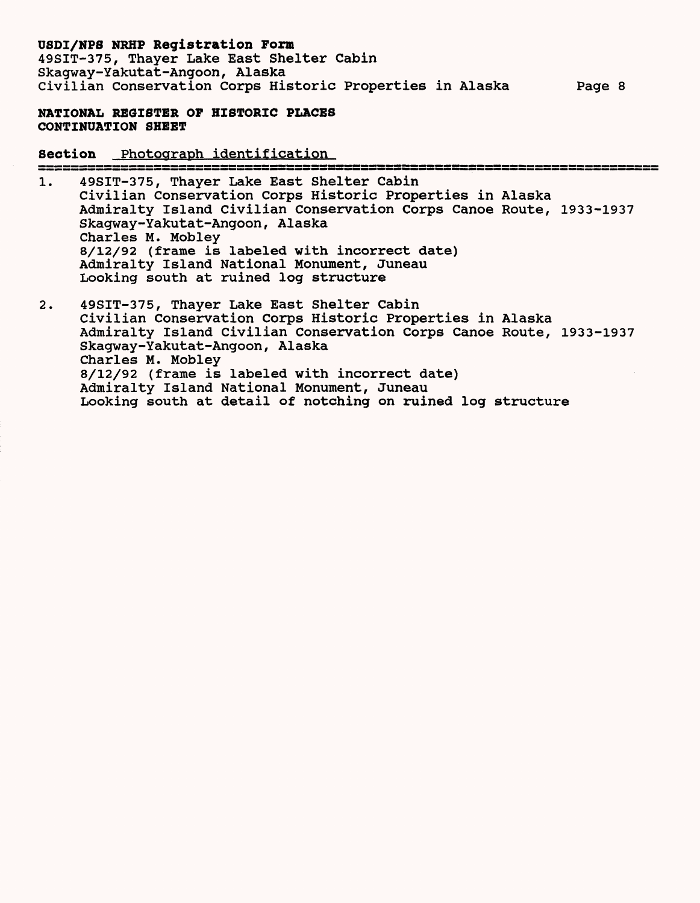**NATIONAL REGISTER OF HISTORIC PLACES CONTINUATION SHEET**

**Section** Photograph identification

1. 49SIT-375, Thayer Lake East Shelter Cabin
   Civilian Conservation Corps Historic Properties in Alaska
   Admiralty Island Civilian Conservation Corps Canoe Route, 1933-1937
   Skagway-Yakutat-Angoon, Alaska
   Charles M. Mobley
   8/12/92 (frame is labeled with incorrect date)
   Admiralty Island National Monument, Juneau
   Looking south at ruined log structure

2. 49SIT-375, Thayer Lake East Shelter Cabin
   Civilian Conservation Corps Historic Properties in Alaska
   Admiralty Island Civilian Conservation Corps Canoe Route, 1933-1937
   Skagway-Yakutat-Angoon, Alaska
   Charles M. Mobley
   8/12/92 (frame is labeled with incorrect date)
   Admiralty Island National Monument, Juneau
   Looking south at detail of notching on ruined log structure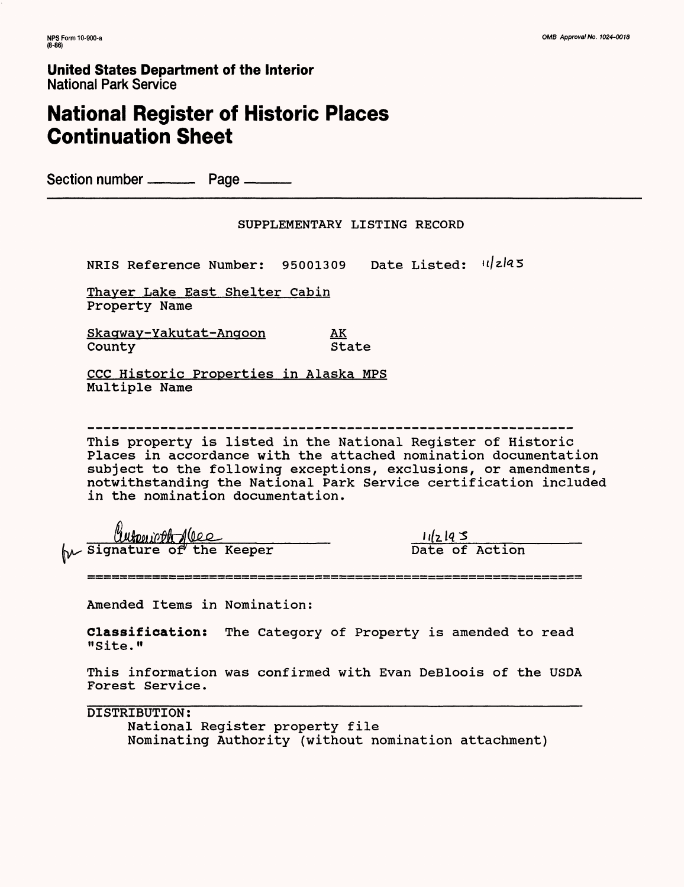NPS Form 10-900-a
(8-86)

OMB Approval No. 1024-0018

**United States Department of the Interior**
National Park Service

# National Register of Historic Places Continuation Sheet

Section number ______ Page ______

SUPPLEMENTARY LISTING RECORD

NRIS Reference Number: 95001309 Date Listed: 11/2/95

Thayer Lake East Shelter Cabin
Property Name

Skagway-Yakutat-Angoon AK
County State

CCC Historic Properties in Alaska MPS
Multiple Name

---

This property is listed in the National Register of Historic Places in accordance with the attached nomination documentation subject to the following exceptions, exclusions, or amendments, notwithstanding the National Park Service certification included in the nomination documentation.

for Signature of the Keeper — 11/2/95 Date of Action

---

Amended Items in Nomination:

**Classification:** The Category of Property is amended to read "Site."

This information was confirmed with Evan DeBloois of the USDA Forest Service.

DISTRIBUTION:
- National Register property file
- Nominating Authority (without nomination attachment)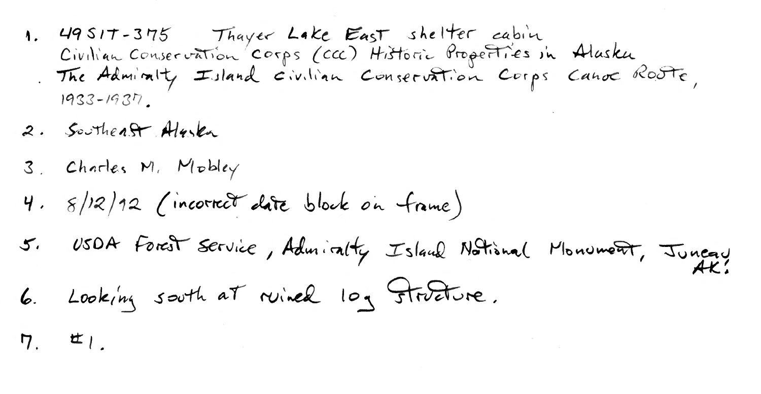1. 49SIT-375 Thayer Lake East shelter cabin
   Civilian Conservation Corps (CCC) Historic Properties in Alaska
   The Admiralty Island Civilian Conservation Corps Canoe Route, 1933-1937.
2. Southeast Alaska
3. Charles M. Mobley
4. 8/12/12 (incorrect date block on frame)
5. USDA Forest Service, Admiralty Island National Monument, Juneau AK.
6. Looking south at ruined log structure.
7. #1.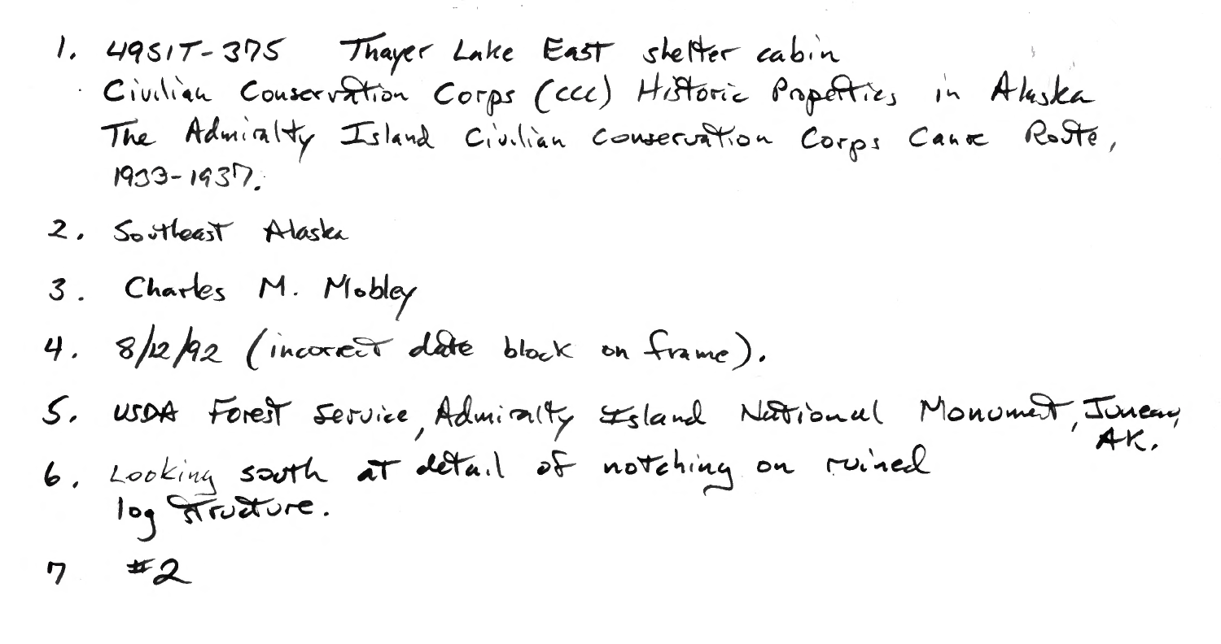1. 49SIT-375 Thayer Lake East shelter cabin
   Civilian Conservation Corps (CCC) Historic Properties in Alaska
   The Admiralty Island Civilian Conservation Corps Canoe Route, 1933-1937.

2. Southeast Alaska

3. Charles M. Mobley

4. 8/12/92 (incorrect date block on frame).

5. USDA Forest Service, Admiralty Island National Monument, Juneau, AK.

6. Looking south at detail of notching on ruined log structure.

7 #2